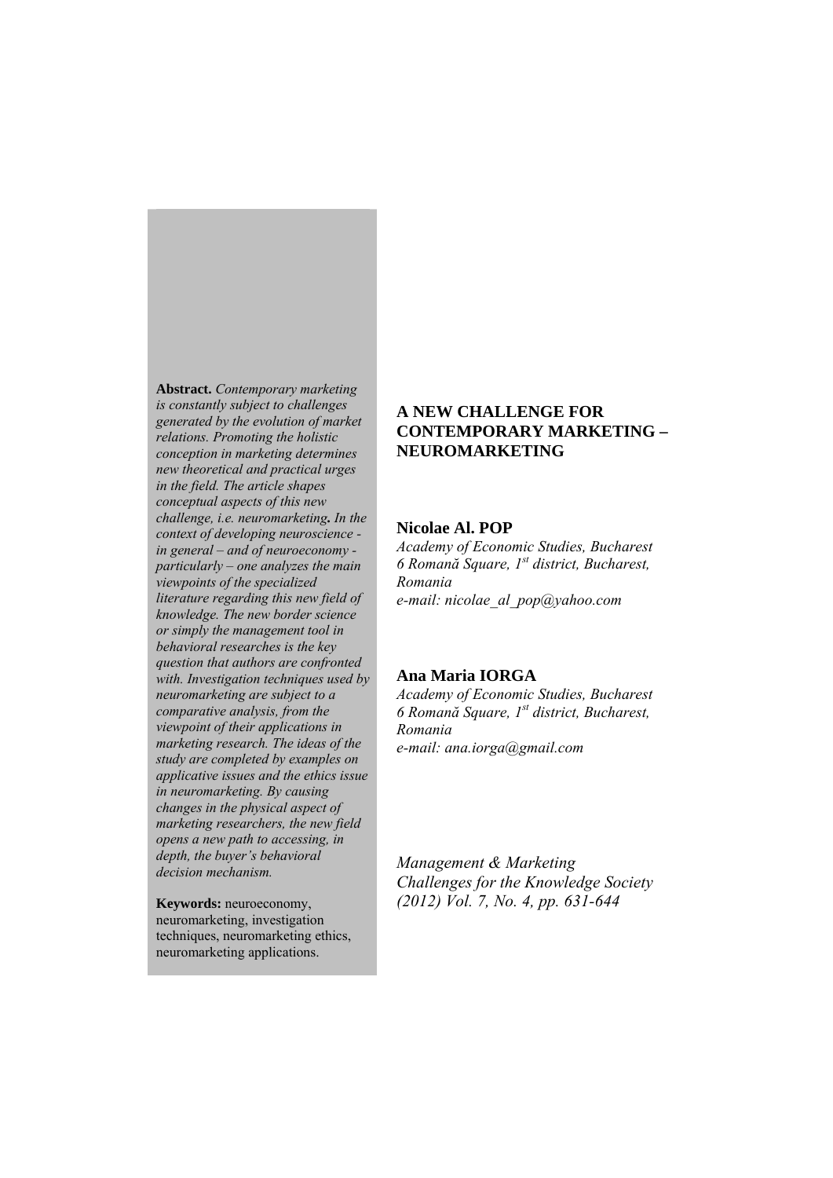# A NEW CHALLENGE FOR CONTEMPORARY MARKETING – NEUROMARKETING

**Nicolae Al. POP**

*Academy of Economic Studies, Bucharest*
*6 Romană Square, 1[st] district, Bucharest, Romania*
*e-mail: nicolae_al_pop@yahoo.com*

**Ana Maria IORGA**

*Academy of Economic Studies, Bucharest*
*6 Romană Square, 1[st] district, Bucharest, Romania*
*e-mail: ana.iorga@gmail.com*

*Management & Marketing Challenges for the Knowledge Society (2012) Vol. 7, No. 4, pp. 631-644*

**Abstract.** *Contemporary marketing is constantly subject to challenges generated by the evolution of market relations. Promoting the holistic conception in marketing determines new theoretical and practical urges in the field. The article shapes conceptual aspects of this new challenge, i.e. neuromarketing***.** *In the context of developing neuroscience - in general – and of neuroeconomy - particularly – one analyzes the main viewpoints of the specialized literature regarding this new field of knowledge. The new border science or simply the management tool in behavioral researches is the key question that authors are confronted with. Investigation techniques used by neuromarketing are subject to a comparative analysis, from the viewpoint of their applications in marketing research. The ideas of the study are completed by examples on applicative issues and the ethics issue in neuromarketing. By causing changes in the physical aspect of marketing researchers, the new field opens a new path to accessing, in depth, the buyer's behavioral decision mechanism.*

**Keywords:** neuroeconomy, neuromarketing, investigation techniques, neuromarketing ethics, neuromarketing applications.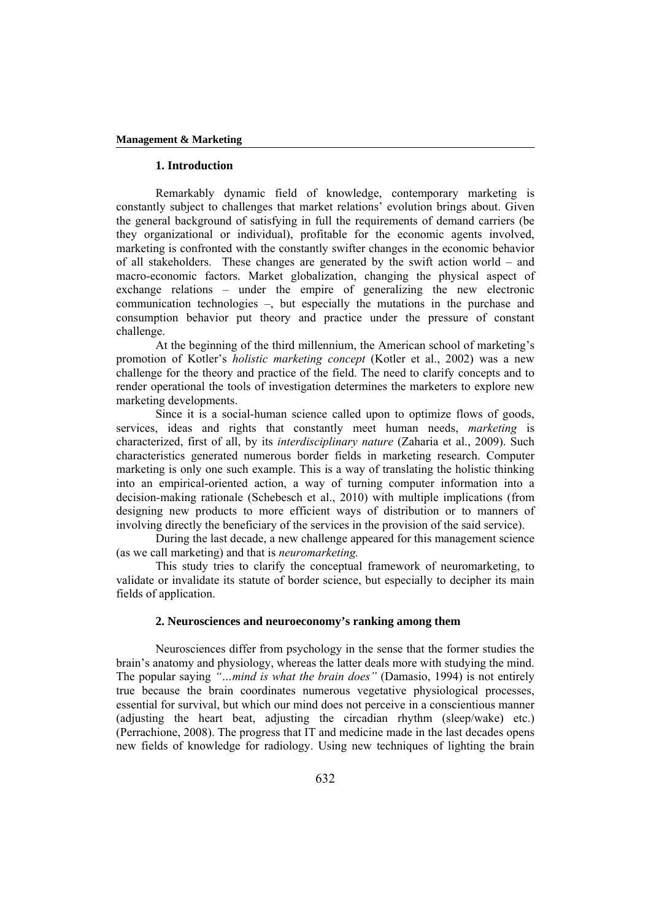## 1. Introduction

Remarkably dynamic field of knowledge, contemporary marketing is constantly subject to challenges that market relations' evolution brings about. Given the general background of satisfying in full the requirements of demand carriers (be they organizational or individual), profitable for the economic agents involved, marketing is confronted with the constantly swifter changes in the economic behavior of all stakeholders. These changes are generated by the swift action world – and macro-economic factors. Market globalization, changing the physical aspect of exchange relations – under the empire of generalizing the new electronic communication technologies –, but especially the mutations in the purchase and consumption behavior put theory and practice under the pressure of constant challenge.

At the beginning of the third millennium, the American school of marketing's promotion of Kotler's *holistic marketing concept* (Kotler et al., 2002) was a new challenge for the theory and practice of the field. The need to clarify concepts and to render operational the tools of investigation determines the marketers to explore new marketing developments.

Since it is a social-human science called upon to optimize flows of goods, services, ideas and rights that constantly meet human needs, *marketing* is characterized, first of all, by its *interdisciplinary nature* (Zaharia et al., 2009). Such characteristics generated numerous border fields in marketing research. Computer marketing is only one such example. This is a way of translating the holistic thinking into an empirical-oriented action, a way of turning computer information into a decision-making rationale (Schebesch et al., 2010) with multiple implications (from designing new products to more efficient ways of distribution or to manners of involving directly the beneficiary of the services in the provision of the said service).

During the last decade, a new challenge appeared for this management science (as we call marketing) and that is *neuromarketing.*

This study tries to clarify the conceptual framework of neuromarketing, to validate or invalidate its statute of border science, but especially to decipher its main fields of application.

## 2. Neurosciences and neuroeconomy's ranking among them

Neurosciences differ from psychology in the sense that the former studies the brain's anatomy and physiology, whereas the latter deals more with studying the mind. The popular saying *"…mind is what the brain does"* (Damasio, 1994) is not entirely true because the brain coordinates numerous vegetative physiological processes, essential for survival, but which our mind does not perceive in a conscientious manner (adjusting the heart beat, adjusting the circadian rhythm (sleep/wake) etc.) (Perrachione, 2008). The progress that IT and medicine made in the last decades opens new fields of knowledge for radiology. Using new techniques of lighting the brain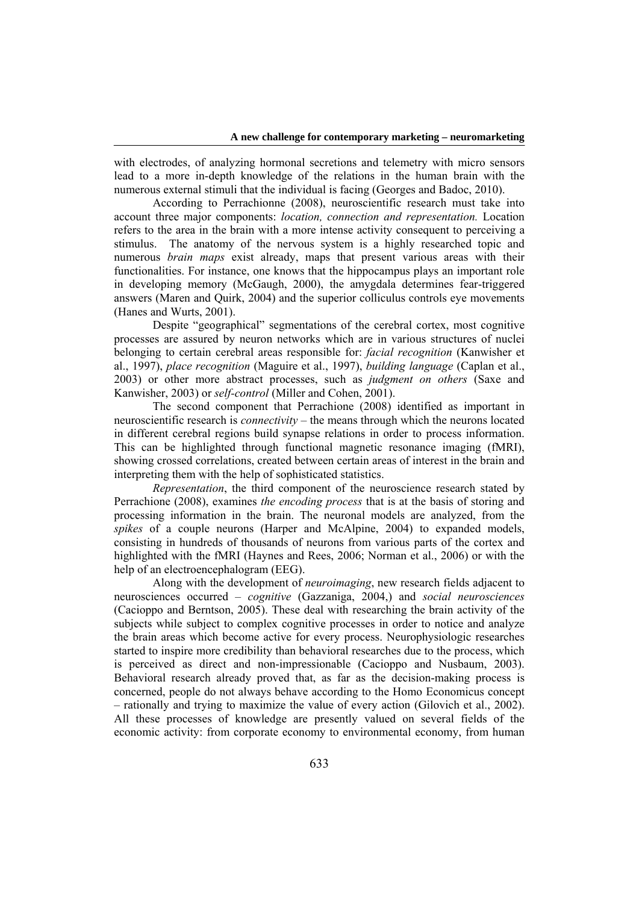with electrodes, of analyzing hormonal secretions and telemetry with micro sensors lead to a more in-depth knowledge of the relations in the human brain with the numerous external stimuli that the individual is facing (Georges and Badoc, 2010).

According to Perrachionne (2008), neuroscientific research must take into account three major components: *location, connection and representation.* Location refers to the area in the brain with a more intense activity consequent to perceiving a stimulus. The anatomy of the nervous system is a highly researched topic and numerous *brain maps* exist already, maps that present various areas with their functionalities. For instance, one knows that the hippocampus plays an important role in developing memory (McGaugh, 2000), the amygdala determines fear-triggered answers (Maren and Quirk, 2004) and the superior colliculus controls eye movements (Hanes and Wurts, 2001).

Despite "geographical" segmentations of the cerebral cortex, most cognitive processes are assured by neuron networks which are in various structures of nuclei belonging to certain cerebral areas responsible for: *facial recognition* (Kanwisher et al., 1997), *place recognition* (Maguire et al., 1997), *building language* (Caplan et al., 2003) or other more abstract processes, such as *judgment on others* (Saxe and Kanwisher, 2003) or *self-control* (Miller and Cohen, 2001).

The second component that Perrachione (2008) identified as important in neuroscientific research is *connectivity* – the means through which the neurons located in different cerebral regions build synapse relations in order to process information. This can be highlighted through functional magnetic resonance imaging (fMRI), showing crossed correlations, created between certain areas of interest in the brain and interpreting them with the help of sophisticated statistics.

*Representation*, the third component of the neuroscience research stated by Perrachione (2008), examines *the encoding process* that is at the basis of storing and processing information in the brain. The neuronal models are analyzed, from the *spikes* of a couple neurons (Harper and McAlpine, 2004) to expanded models, consisting in hundreds of thousands of neurons from various parts of the cortex and highlighted with the fMRI (Haynes and Rees, 2006; Norman et al., 2006) or with the help of an electroencephalogram (EEG).

Along with the development of *neuroimaging*, new research fields adjacent to neurosciences occurred – *cognitive* (Gazzaniga, 2004,) and *social neurosciences* (Cacioppo and Berntson, 2005). These deal with researching the brain activity of the subjects while subject to complex cognitive processes in order to notice and analyze the brain areas which become active for every process. Neurophysiologic researches started to inspire more credibility than behavioral researches due to the process, which is perceived as direct and non-impressionable (Cacioppo and Nusbaum, 2003). Behavioral research already proved that, as far as the decision-making process is concerned, people do not always behave according to the Homo Economicus concept – rationally and trying to maximize the value of every action (Gilovich et al., 2002). All these processes of knowledge are presently valued on several fields of the economic activity: from corporate economy to environmental economy, from human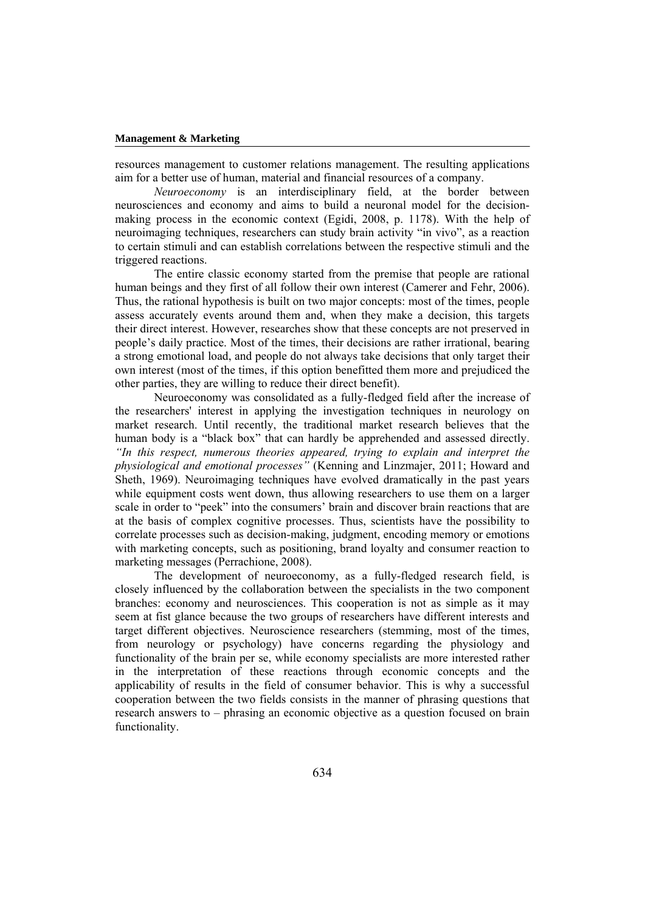resources management to customer relations management. The resulting applications aim for a better use of human, material and financial resources of a company.

*Neuroeconomy* is an interdisciplinary field, at the border between neurosciences and economy and aims to build a neuronal model for the decision-making process in the economic context (Egidi, 2008, p. 1178). With the help of neuroimaging techniques, researchers can study brain activity "in vivo", as a reaction to certain stimuli and can establish correlations between the respective stimuli and the triggered reactions.

The entire classic economy started from the premise that people are rational human beings and they first of all follow their own interest (Camerer and Fehr, 2006). Thus, the rational hypothesis is built on two major concepts: most of the times, people assess accurately events around them and, when they make a decision, this targets their direct interest. However, researches show that these concepts are not preserved in people's daily practice. Most of the times, their decisions are rather irrational, bearing a strong emotional load, and people do not always take decisions that only target their own interest (most of the times, if this option benefitted them more and prejudiced the other parties, they are willing to reduce their direct benefit).

Neuroeconomy was consolidated as a fully-fledged field after the increase of the researchers' interest in applying the investigation techniques in neurology on market research. Until recently, the traditional market research believes that the human body is a "black box" that can hardly be apprehended and assessed directly. *"In this respect, numerous theories appeared, trying to explain and interpret the physiological and emotional processes"* (Kenning and Linzmajer, 2011; Howard and Sheth, 1969). Neuroimaging techniques have evolved dramatically in the past years while equipment costs went down, thus allowing researchers to use them on a larger scale in order to "peek" into the consumers' brain and discover brain reactions that are at the basis of complex cognitive processes. Thus, scientists have the possibility to correlate processes such as decision-making, judgment, encoding memory or emotions with marketing concepts, such as positioning, brand loyalty and consumer reaction to marketing messages (Perrachione, 2008).

The development of neuroeconomy, as a fully-fledged research field, is closely influenced by the collaboration between the specialists in the two component branches: economy and neurosciences. This cooperation is not as simple as it may seem at fist glance because the two groups of researchers have different interests and target different objectives. Neuroscience researchers (stemming, most of the times, from neurology or psychology) have concerns regarding the physiology and functionality of the brain per se, while economy specialists are more interested rather in the interpretation of these reactions through economic concepts and the applicability of results in the field of consumer behavior. This is why a successful cooperation between the two fields consists in the manner of phrasing questions that research answers to – phrasing an economic objective as a question focused on brain functionality.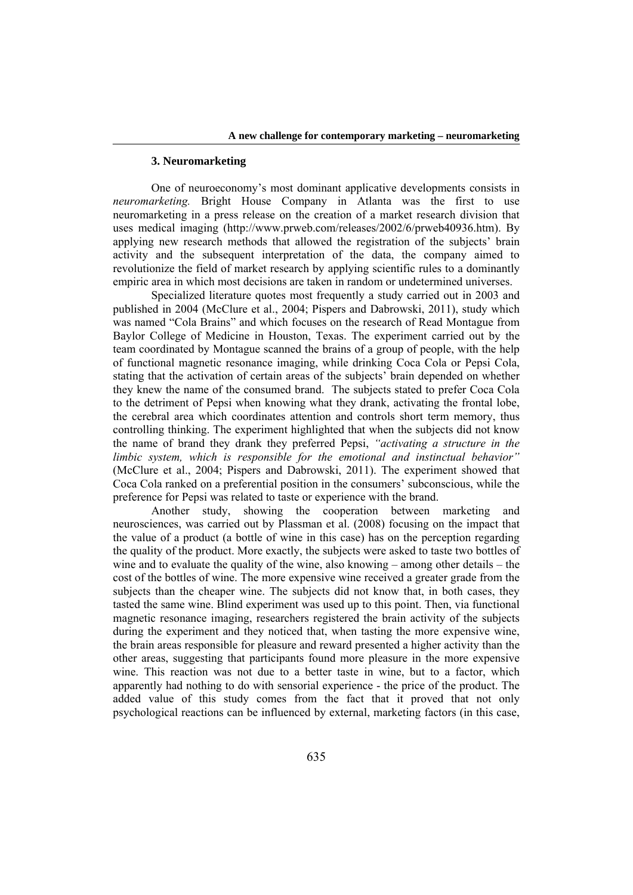### 3. Neuromarketing

One of neuroeconomy's most dominant applicative developments consists in *neuromarketing.* Bright House Company in Atlanta was the first to use neuromarketing in a press release on the creation of a market research division that uses medical imaging (http://www.prweb.com/releases/2002/6/prweb40936.htm). By applying new research methods that allowed the registration of the subjects' brain activity and the subsequent interpretation of the data, the company aimed to revolutionize the field of market research by applying scientific rules to a dominantly empiric area in which most decisions are taken in random or undetermined universes.

Specialized literature quotes most frequently a study carried out in 2003 and published in 2004 (McClure et al., 2004; Pispers and Dabrowski, 2011), study which was named "Cola Brains" and which focuses on the research of Read Montague from Baylor College of Medicine in Houston, Texas. The experiment carried out by the team coordinated by Montague scanned the brains of a group of people, with the help of functional magnetic resonance imaging, while drinking Coca Cola or Pepsi Cola, stating that the activation of certain areas of the subjects' brain depended on whether they knew the name of the consumed brand. The subjects stated to prefer Coca Cola to the detriment of Pepsi when knowing what they drank, activating the frontal lobe, the cerebral area which coordinates attention and controls short term memory, thus controlling thinking. The experiment highlighted that when the subjects did not know the name of brand they drank they preferred Pepsi, *"activating a structure in the limbic system, which is responsible for the emotional and instinctual behavior"* (McClure et al., 2004; Pispers and Dabrowski, 2011). The experiment showed that Coca Cola ranked on a preferential position in the consumers' subconscious, while the preference for Pepsi was related to taste or experience with the brand.

Another study, showing the cooperation between marketing and neurosciences, was carried out by Plassman et al. (2008) focusing on the impact that the value of a product (a bottle of wine in this case) has on the perception regarding the quality of the product. More exactly, the subjects were asked to taste two bottles of wine and to evaluate the quality of the wine, also knowing – among other details – the cost of the bottles of wine. The more expensive wine received a greater grade from the subjects than the cheaper wine. The subjects did not know that, in both cases, they tasted the same wine. Blind experiment was used up to this point. Then, via functional magnetic resonance imaging, researchers registered the brain activity of the subjects during the experiment and they noticed that, when tasting the more expensive wine, the brain areas responsible for pleasure and reward presented a higher activity than the other areas, suggesting that participants found more pleasure in the more expensive wine. This reaction was not due to a better taste in wine, but to a factor, which apparently had nothing to do with sensorial experience - the price of the product. The added value of this study comes from the fact that it proved that not only psychological reactions can be influenced by external, marketing factors (in this case,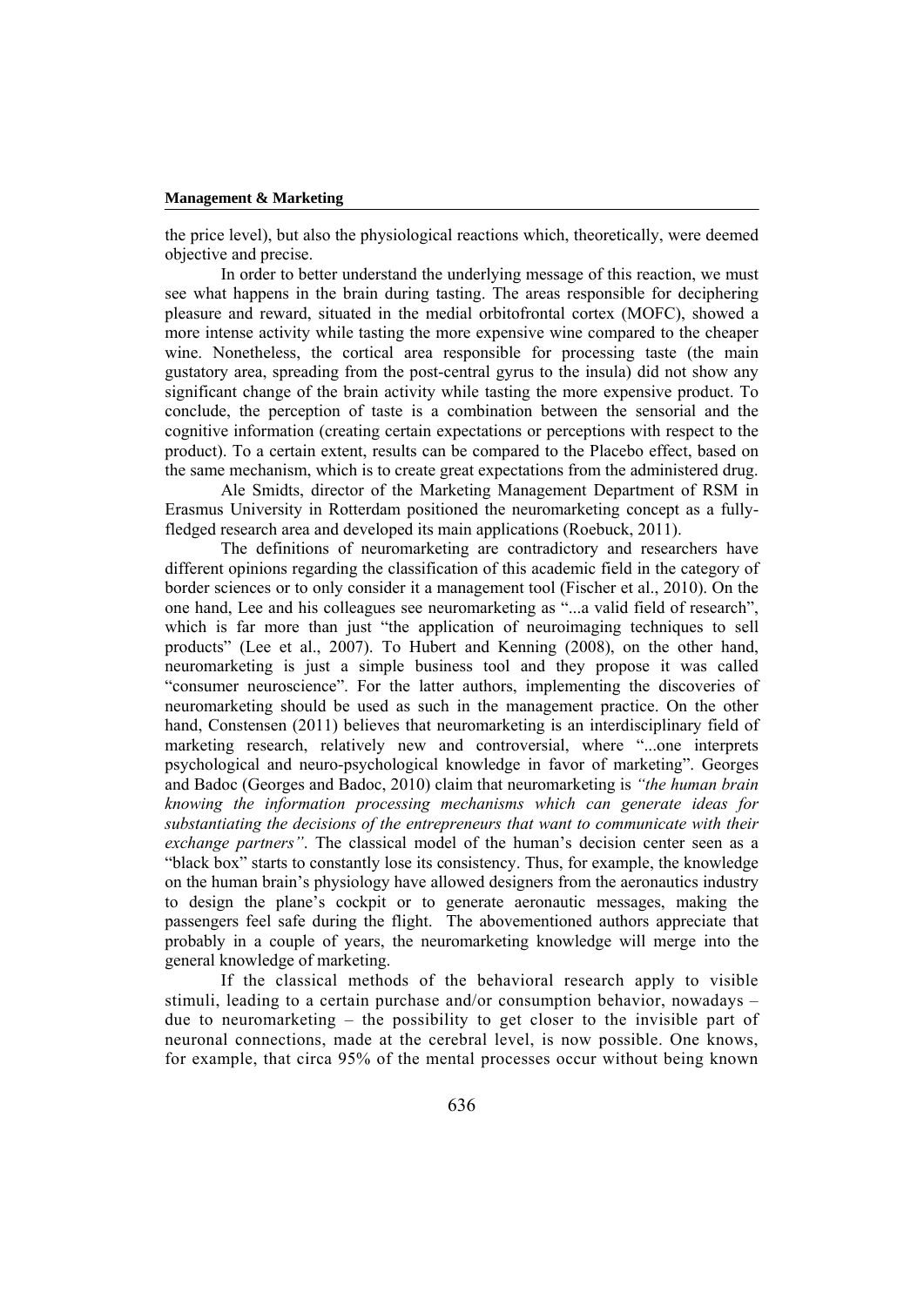the price level), but also the physiological reactions which, theoretically, were deemed objective and precise.

In order to better understand the underlying message of this reaction, we must see what happens in the brain during tasting. The areas responsible for deciphering pleasure and reward, situated in the medial orbitofrontal cortex (MOFC), showed a more intense activity while tasting the more expensive wine compared to the cheaper wine. Nonetheless, the cortical area responsible for processing taste (the main gustatory area, spreading from the post-central gyrus to the insula) did not show any significant change of the brain activity while tasting the more expensive product. To conclude, the perception of taste is a combination between the sensorial and the cognitive information (creating certain expectations or perceptions with respect to the product). To a certain extent, results can be compared to the Placebo effect, based on the same mechanism, which is to create great expectations from the administered drug.

Ale Smidts, director of the Marketing Management Department of RSM in Erasmus University in Rotterdam positioned the neuromarketing concept as a fully-fledged research area and developed its main applications (Roebuck, 2011).

The definitions of neuromarketing are contradictory and researchers have different opinions regarding the classification of this academic field in the category of border sciences or to only consider it a management tool (Fischer et al., 2010). On the one hand, Lee and his colleagues see neuromarketing as "...a valid field of research", which is far more than just "the application of neuroimaging techniques to sell products" (Lee et al., 2007). To Hubert and Kenning (2008), on the other hand, neuromarketing is just a simple business tool and they propose it was called "consumer neuroscience". For the latter authors, implementing the discoveries of neuromarketing should be used as such in the management practice. On the other hand, Constensen (2011) believes that neuromarketing is an interdisciplinary field of marketing research, relatively new and controversial, where "...one interprets psychological and neuro-psychological knowledge in favor of marketing". Georges and Badoc (Georges and Badoc, 2010) claim that neuromarketing is *"the human brain knowing the information processing mechanisms which can generate ideas for substantiating the decisions of the entrepreneurs that want to communicate with their exchange partners"*. The classical model of the human's decision center seen as a "black box" starts to constantly lose its consistency. Thus, for example, the knowledge on the human brain's physiology have allowed designers from the aeronautics industry to design the plane's cockpit or to generate aeronautic messages, making the passengers feel safe during the flight. The abovementioned authors appreciate that probably in a couple of years, the neuromarketing knowledge will merge into the general knowledge of marketing.

If the classical methods of the behavioral research apply to visible stimuli, leading to a certain purchase and/or consumption behavior, nowadays – due to neuromarketing – the possibility to get closer to the invisible part of neuronal connections, made at the cerebral level, is now possible. One knows, for example, that circa 95% of the mental processes occur without being known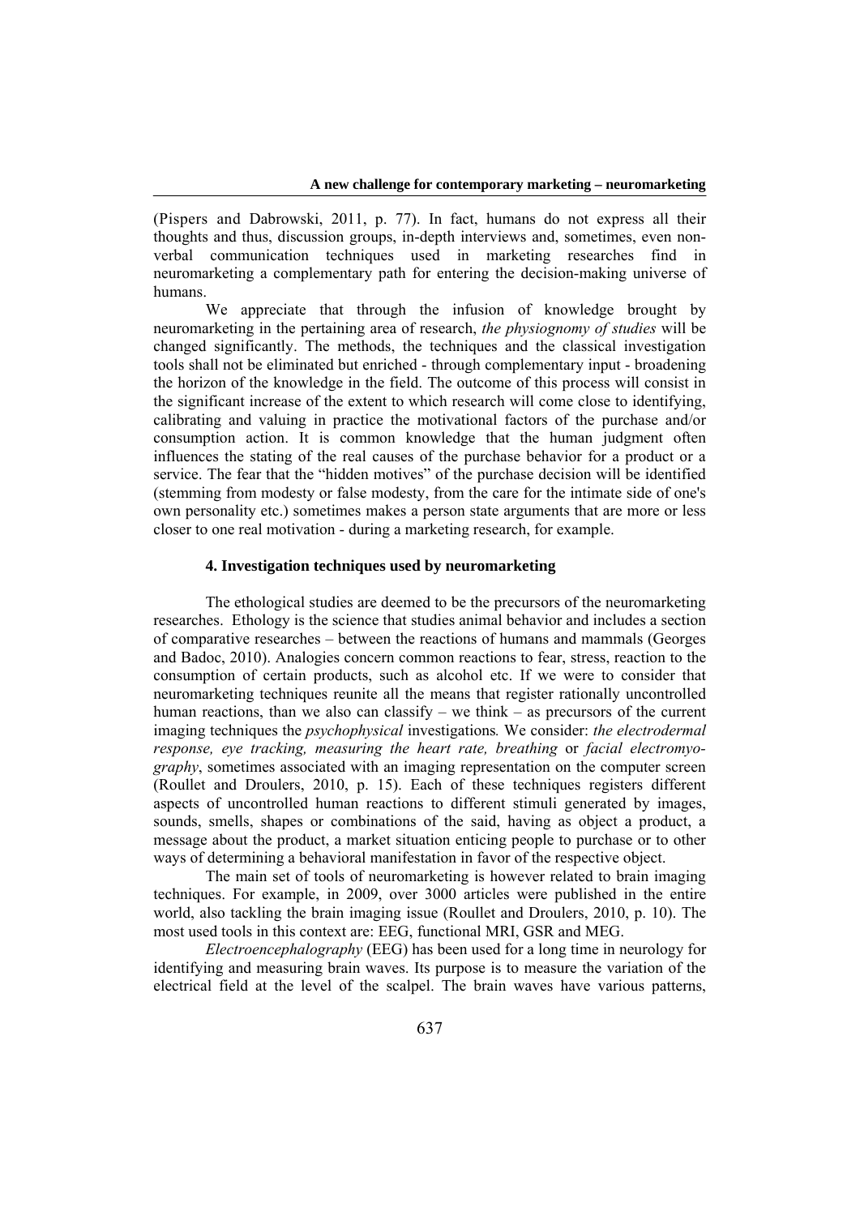(Pispers and Dabrowski, 2011, p. 77). In fact, humans do not express all their thoughts and thus, discussion groups, in-depth interviews and, sometimes, even non-verbal communication techniques used in marketing researches find in neuromarketing a complementary path for entering the decision-making universe of humans.

We appreciate that through the infusion of knowledge brought by neuromarketing in the pertaining area of research, *the physiognomy of studies* will be changed significantly. The methods, the techniques and the classical investigation tools shall not be eliminated but enriched - through complementary input - broadening the horizon of the knowledge in the field. The outcome of this process will consist in the significant increase of the extent to which research will come close to identifying, calibrating and valuing in practice the motivational factors of the purchase and/or consumption action. It is common knowledge that the human judgment often influences the stating of the real causes of the purchase behavior for a product or a service. The fear that the "hidden motives" of the purchase decision will be identified (stemming from modesty or false modesty, from the care for the intimate side of one's own personality etc.) sometimes makes a person state arguments that are more or less closer to one real motivation - during a marketing research, for example.

## 4. Investigation techniques used by neuromarketing

The ethological studies are deemed to be the precursors of the neuromarketing researches. Ethology is the science that studies animal behavior and includes a section of comparative researches – between the reactions of humans and mammals (Georges and Badoc, 2010). Analogies concern common reactions to fear, stress, reaction to the consumption of certain products, such as alcohol etc. If we were to consider that neuromarketing techniques reunite all the means that register rationally uncontrolled human reactions, than we also can classify – we think – as precursors of the current imaging techniques the *psychophysical* investigations*.* We consider: *the electrodermal response, eye tracking, measuring the heart rate, breathing* or *facial electromyography*, sometimes associated with an imaging representation on the computer screen (Roullet and Droulers, 2010, p. 15). Each of these techniques registers different aspects of uncontrolled human reactions to different stimuli generated by images, sounds, smells, shapes or combinations of the said, having as object a product, a message about the product, a market situation enticing people to purchase or to other ways of determining a behavioral manifestation in favor of the respective object.

The main set of tools of neuromarketing is however related to brain imaging techniques. For example, in 2009, over 3000 articles were published in the entire world, also tackling the brain imaging issue (Roullet and Droulers, 2010, p. 10). The most used tools in this context are: EEG, functional MRI, GSR and MEG.

*Electroencephalography* (EEG) has been used for a long time in neurology for identifying and measuring brain waves. Its purpose is to measure the variation of the electrical field at the level of the scalpel. The brain waves have various patterns,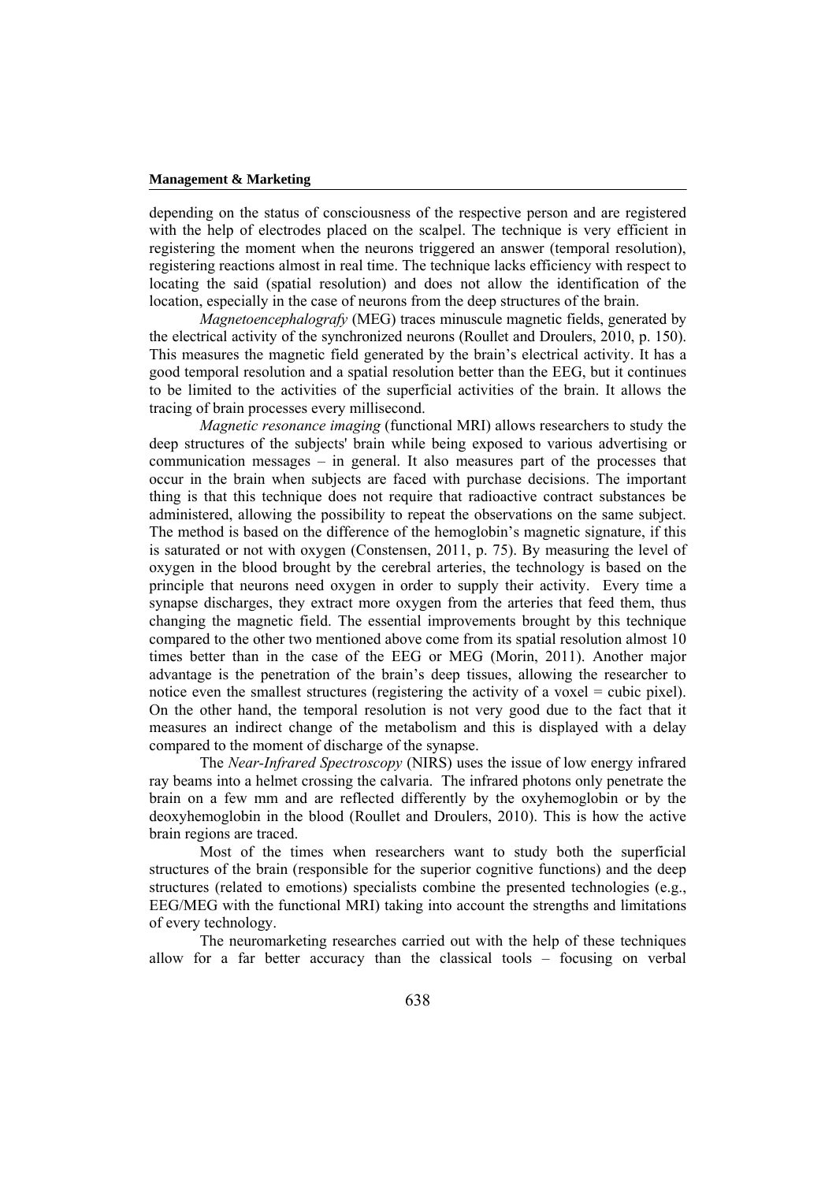depending on the status of consciousness of the respective person and are registered with the help of electrodes placed on the scalpel. The technique is very efficient in registering the moment when the neurons triggered an answer (temporal resolution), registering reactions almost in real time. The technique lacks efficiency with respect to locating the said (spatial resolution) and does not allow the identification of the location, especially in the case of neurons from the deep structures of the brain.

*Magnetoencephalografy* (MEG) traces minuscule magnetic fields, generated by the electrical activity of the synchronized neurons (Roullet and Droulers, 2010, p. 150). This measures the magnetic field generated by the brain's electrical activity. It has a good temporal resolution and a spatial resolution better than the EEG, but it continues to be limited to the activities of the superficial activities of the brain. It allows the tracing of brain processes every millisecond.

*Magnetic resonance imaging* (functional MRI) allows researchers to study the deep structures of the subjects' brain while being exposed to various advertising or communication messages – in general. It also measures part of the processes that occur in the brain when subjects are faced with purchase decisions. The important thing is that this technique does not require that radioactive contract substances be administered, allowing the possibility to repeat the observations on the same subject. The method is based on the difference of the hemoglobin's magnetic signature, if this is saturated or not with oxygen (Constensen, 2011, p. 75). By measuring the level of oxygen in the blood brought by the cerebral arteries, the technology is based on the principle that neurons need oxygen in order to supply their activity. Every time a synapse discharges, they extract more oxygen from the arteries that feed them, thus changing the magnetic field. The essential improvements brought by this technique compared to the other two mentioned above come from its spatial resolution almost 10 times better than in the case of the EEG or MEG (Morin, 2011). Another major advantage is the penetration of the brain's deep tissues, allowing the researcher to notice even the smallest structures (registering the activity of a voxel = cubic pixel). On the other hand, the temporal resolution is not very good due to the fact that it measures an indirect change of the metabolism and this is displayed with a delay compared to the moment of discharge of the synapse.

The *Near-Infrared Spectroscopy* (NIRS) uses the issue of low energy infrared ray beams into a helmet crossing the calvaria. The infrared photons only penetrate the brain on a few mm and are reflected differently by the oxyhemoglobin or by the deoxyhemoglobin in the blood (Roullet and Droulers, 2010). This is how the active brain regions are traced.

Most of the times when researchers want to study both the superficial structures of the brain (responsible for the superior cognitive functions) and the deep structures (related to emotions) specialists combine the presented technologies (e.g., EEG/MEG with the functional MRI) taking into account the strengths and limitations of every technology.

The neuromarketing researches carried out with the help of these techniques allow for a far better accuracy than the classical tools – focusing on verbal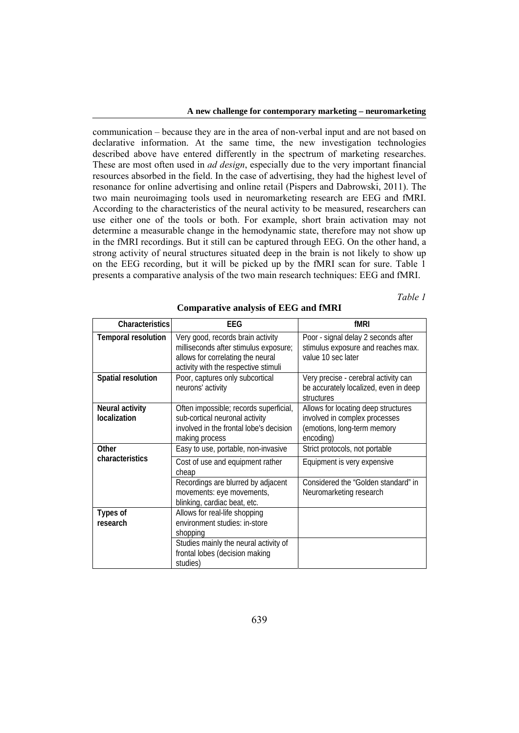communication – because they are in the area of non-verbal input and are not based on declarative information. At the same time, the new investigation technologies described above have entered differently in the spectrum of marketing researches. These are most often used in *ad design*, especially due to the very important financial resources absorbed in the field. In the case of advertising, they had the highest level of resonance for online advertising and online retail (Pispers and Dabrowski, 2011). The two main neuroimaging tools used in neuromarketing research are EEG and fMRI. According to the characteristics of the neural activity to be measured, researchers can use either one of the tools or both. For example, short brain activation may not determine a measurable change in the hemodynamic state, therefore may not show up in the fMRI recordings. But it still can be captured through EEG. On the other hand, a strong activity of neural structures situated deep in the brain is not likely to show up on the EEG recording, but it will be picked up by the fMRI scan for sure. Table 1 presents a comparative analysis of the two main research techniques: EEG and fMRI.

*Table 1*

**Comparative analysis of EEG and fMRI**

| Characteristics | EEG | fMRI |
|---|---|---|
| **Temporal resolution** | Very good, records brain activity milliseconds after stimulus exposure; allows for correlating the neural activity with the respective stimuli | Poor - signal delay 2 seconds after stimulus exposure and reaches max. value 10 sec later |
| **Spatial resolution** | Poor, captures only subcortical neurons' activity | Very precise - cerebral activity can be accurately localized, even in deep structures |
| **Neural activity localization** | Often impossible; records superficial, sub-cortical neuronal activity involved in the frontal lobe's decision making process | Allows for locating deep structures involved in complex processes (emotions, long-term memory encoding) |
| **Other characteristics** | Easy to use, portable, non-invasive | Strict protocols, not portable |
| | Cost of use and equipment rather cheap | Equipment is very expensive |
| | Recordings are blurred by adjacent movements: eye movements, blinking, cardiac beat, etc. | Considered the "Golden standard" in Neuromarketing research |
| **Types of research** | Allows for real-life shopping environment studies: in-store shopping | |
| | Studies mainly the neural activity of frontal lobes (decision making studies) | |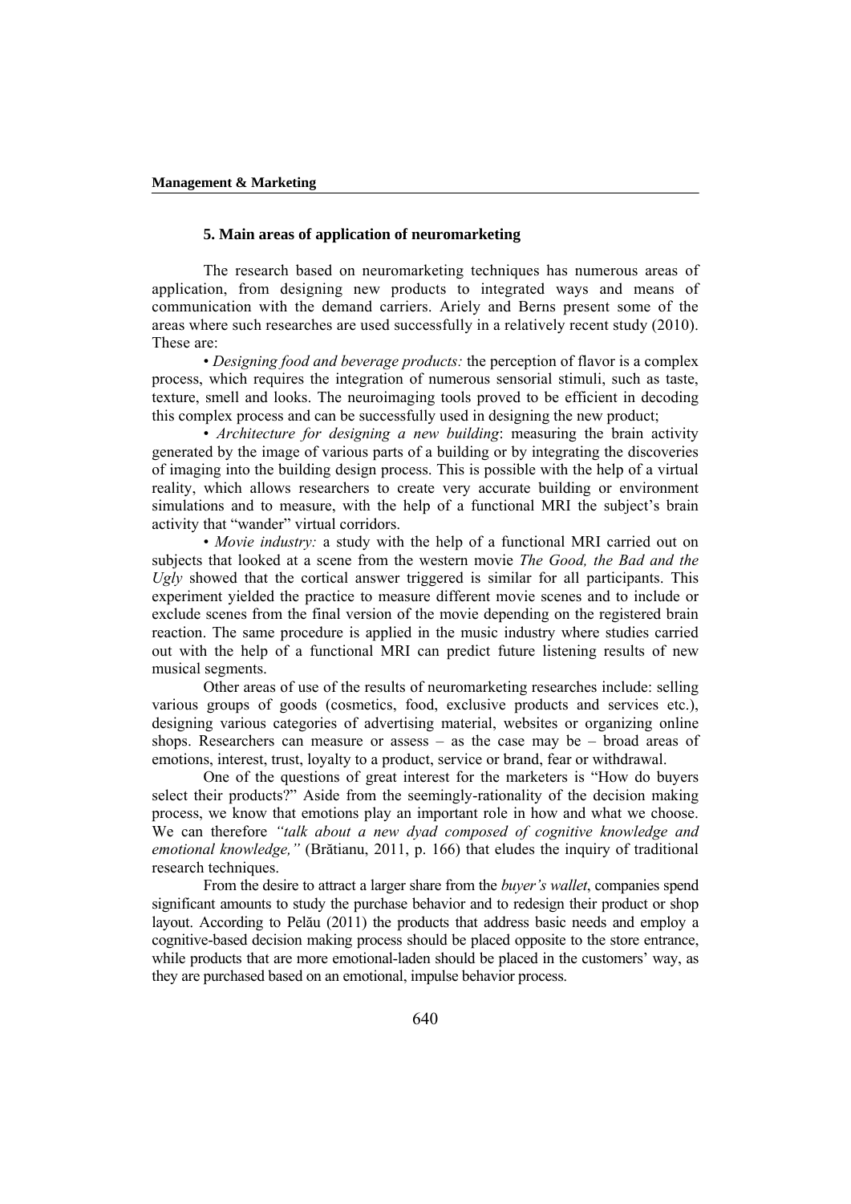## 5. Main areas of application of neuromarketing

The research based on neuromarketing techniques has numerous areas of application, from designing new products to integrated ways and means of communication with the demand carriers. Ariely and Berns present some of the areas where such researches are used successfully in a relatively recent study (2010). These are:

• *Designing food and beverage products:* the perception of flavor is a complex process, which requires the integration of numerous sensorial stimuli, such as taste, texture, smell and looks. The neuroimaging tools proved to be efficient in decoding this complex process and can be successfully used in designing the new product;

• *Architecture for designing a new building*: measuring the brain activity generated by the image of various parts of a building or by integrating the discoveries of imaging into the building design process. This is possible with the help of a virtual reality, which allows researchers to create very accurate building or environment simulations and to measure, with the help of a functional MRI the subject's brain activity that "wander" virtual corridors.

• *Movie industry:* a study with the help of a functional MRI carried out on subjects that looked at a scene from the western movie *The Good, the Bad and the Ugly* showed that the cortical answer triggered is similar for all participants. This experiment yielded the practice to measure different movie scenes and to include or exclude scenes from the final version of the movie depending on the registered brain reaction. The same procedure is applied in the music industry where studies carried out with the help of a functional MRI can predict future listening results of new musical segments.

Other areas of use of the results of neuromarketing researches include: selling various groups of goods (cosmetics, food, exclusive products and services etc.), designing various categories of advertising material, websites or organizing online shops. Researchers can measure or assess – as the case may be – broad areas of emotions, interest, trust, loyalty to a product, service or brand, fear or withdrawal.

One of the questions of great interest for the marketers is "How do buyers select their products?" Aside from the seemingly-rationality of the decision making process, we know that emotions play an important role in how and what we choose. We can therefore *"talk about a new dyad composed of cognitive knowledge and emotional knowledge,"* (Brătianu, 2011, p. 166) that eludes the inquiry of traditional research techniques.

From the desire to attract a larger share from the *buyer's wallet*, companies spend significant amounts to study the purchase behavior and to redesign their product or shop layout. According to Pelău (2011) the products that address basic needs and employ a cognitive-based decision making process should be placed opposite to the store entrance, while products that are more emotional-laden should be placed in the customers' way, as they are purchased based on an emotional, impulse behavior process.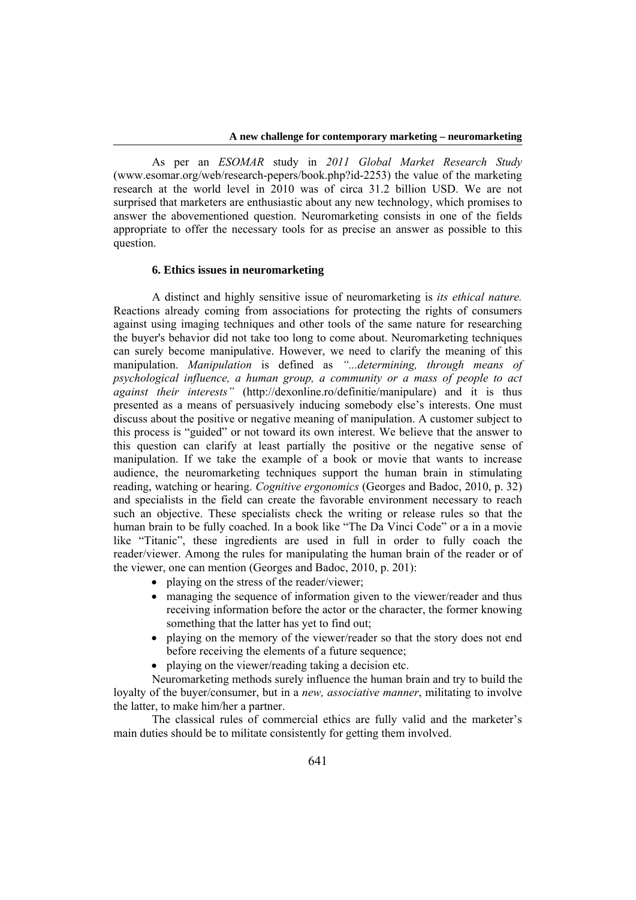As per an *ESOMAR* study in *2011 Global Market Research Study* (www.esomar.org/web/research-pepers/book.php?id-2253) the value of the marketing research at the world level in 2010 was of circa 31.2 billion USD. We are not surprised that marketers are enthusiastic about any new technology, which promises to answer the abovementioned question. Neuromarketing consists in one of the fields appropriate to offer the necessary tools for as precise an answer as possible to this question.

### 6. Ethics issues in neuromarketing

A distinct and highly sensitive issue of neuromarketing is *its ethical nature.* Reactions already coming from associations for protecting the rights of consumers against using imaging techniques and other tools of the same nature for researching the buyer's behavior did not take too long to come about. Neuromarketing techniques can surely become manipulative. However, we need to clarify the meaning of this manipulation. *Manipulation* is defined as *"...determining, through means of psychological influence, a human group, a community or a mass of people to act against their interests"* (http://dexonline.ro/definitie/manipulare) and it is thus presented as a means of persuasively inducing somebody else's interests. One must discuss about the positive or negative meaning of manipulation. A customer subject to this process is "guided" or not toward its own interest. We believe that the answer to this question can clarify at least partially the positive or the negative sense of manipulation. If we take the example of a book or movie that wants to increase audience, the neuromarketing techniques support the human brain in stimulating reading, watching or hearing. *Cognitive ergonomics* (Georges and Badoc, 2010, p. 32) and specialists in the field can create the favorable environment necessary to reach such an objective. These specialists check the writing or release rules so that the human brain to be fully coached. In a book like "The Da Vinci Code" or a in a movie like "Titanic", these ingredients are used in full in order to fully coach the reader/viewer. Among the rules for manipulating the human brain of the reader or of the viewer, one can mention (Georges and Badoc, 2010, p. 201):

- playing on the stress of the reader/viewer;
- managing the sequence of information given to the viewer/reader and thus receiving information before the actor or the character, the former knowing something that the latter has yet to find out;
- playing on the memory of the viewer/reader so that the story does not end before receiving the elements of a future sequence;
- playing on the viewer/reading taking a decision etc.

Neuromarketing methods surely influence the human brain and try to build the loyalty of the buyer/consumer, but in a *new, associative manner*, militating to involve the latter, to make him/her a partner.

The classical rules of commercial ethics are fully valid and the marketer's main duties should be to militate consistently for getting them involved.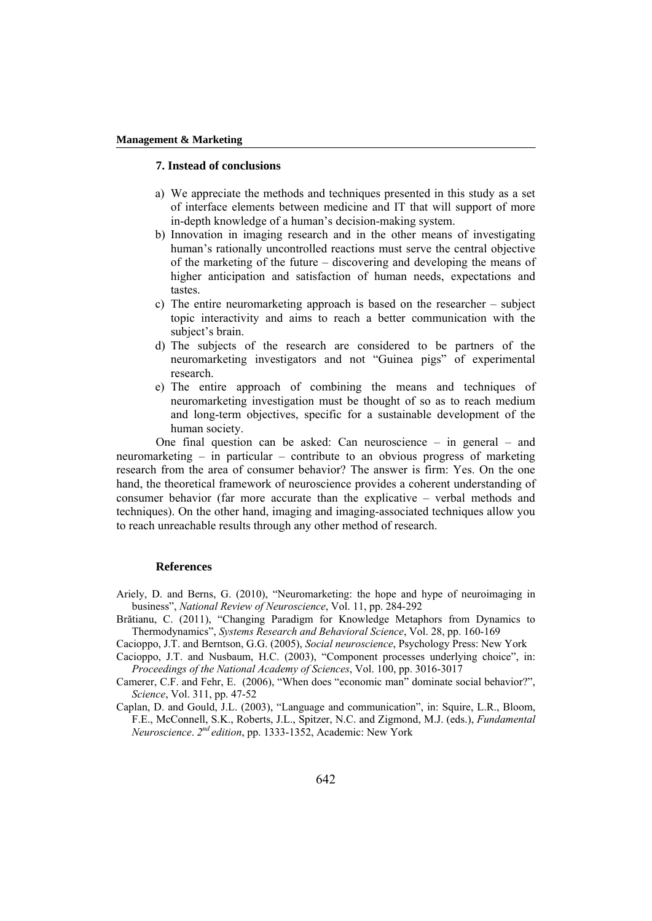## 7. Instead of conclusions

a) We appreciate the methods and techniques presented in this study as a set of interface elements between medicine and IT that will support of more in-depth knowledge of a human's decision-making system.
b) Innovation in imaging research and in the other means of investigating human's rationally uncontrolled reactions must serve the central objective of the marketing of the future – discovering and developing the means of higher anticipation and satisfaction of human needs, expectations and tastes.
c) The entire neuromarketing approach is based on the researcher – subject topic interactivity and aims to reach a better communication with the subject's brain.
d) The subjects of the research are considered to be partners of the neuromarketing investigators and not "Guinea pigs" of experimental research.
e) The entire approach of combining the means and techniques of neuromarketing investigation must be thought of so as to reach medium and long-term objectives, specific for a sustainable development of the human society.

One final question can be asked: Can neuroscience – in general – and neuromarketing – in particular – contribute to an obvious progress of marketing research from the area of consumer behavior? The answer is firm: Yes. On the one hand, the theoretical framework of neuroscience provides a coherent understanding of consumer behavior (far more accurate than the explicative – verbal methods and techniques). On the other hand, imaging and imaging-associated techniques allow you to reach unreachable results through any other method of research.

## References

Ariely, D. and Berns, G. (2010), "Neuromarketing: the hope and hype of neuroimaging in business", *National Review of Neuroscience*, Vol. 11, pp. 284-292

Brătianu, C. (2011), "Changing Paradigm for Knowledge Metaphors from Dynamics to Thermodynamics", *Systems Research and Behavioral Science*, Vol. 28, pp. 160-169

Cacioppo, J.T. and Berntson, G.G. (2005), *Social neuroscience*, Psychology Press: New York

Cacioppo, J.T. and Nusbaum, H.C. (2003), "Component processes underlying choice", in: *Proceedings of the National Academy of Sciences*, Vol. 100, pp. 3016-3017

Camerer, C.F. and Fehr, E. (2006), "When does "economic man" dominate social behavior?", *Science*, Vol. 311, pp. 47-52

Caplan, D. and Gould, J.L. (2003), "Language and communication", in: Squire, L.R., Bloom, F.E., McConnell, S.K., Roberts, J.L., Spitzer, N.C. and Zigmond, M.J. (eds.), *Fundamental Neuroscience*. *2nd edition*, pp. 1333-1352, Academic: New York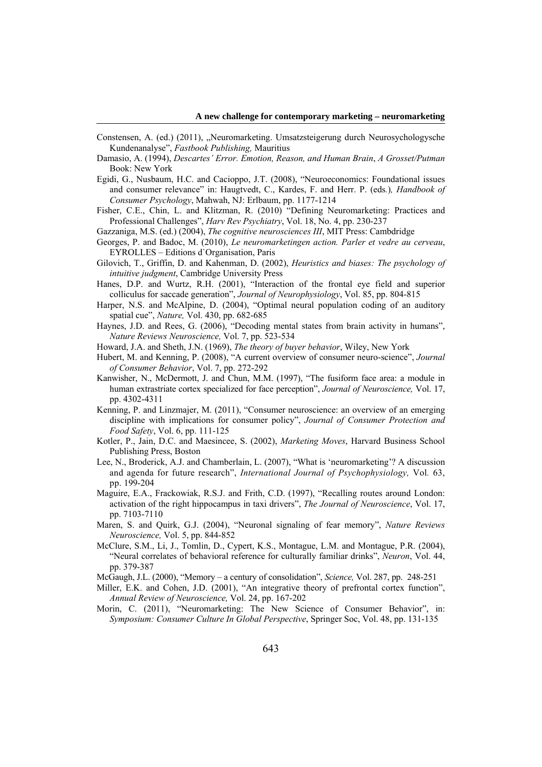Constensen, A. (ed.) (2011), „Neuromarketing. Umsatzsteigerung durch Neurosychologysche Kundenanalyse", *Fastbook Publishing,* Mauritius

Damasio, A. (1994), *Descartes' Error. Emotion, Reason, and Human Brain*, *A Grosset/Putman* Book: New York

Egidi, G., Nusbaum, H.C. and Cacioppo, J.T. (2008), "Neuroeconomics: Foundational issues and consumer relevance" in: Haugtvedt, C., Kardes, F. and Herr. P. (eds*.*)*, Handbook of Consumer Psychology*, Mahwah, NJ: Erlbaum, pp. 1177-1214

Fisher, C.E., Chin, L. and Klitzman, R. (2010) "Defining Neuromarketing: Practices and Professional Challenges", *Harv Rev Psychiatry*, Vol. 18, No. 4, pp. 230-237

Gazzaniga, M.S. (ed.) (2004), *The cognitive neurosciences III*, MIT Press: Cambdridge

Georges, P. and Badoc, M. (2010), *Le neuromarketingen action. Parler et vedre au cerveau*, EYROLLES – Editions d`Organisation, Paris

Gilovich, T., Griffin, D. and Kahenman, D. (2002), *Heuristics and biases: The psychology of intuitive judgment*, Cambridge University Press

Hanes, D.P. and Wurtz, R.H. (2001), "Interaction of the frontal eye field and superior colliculus for saccade generation", *Journal of Neurophysiology*, Vol. 85, pp. 804-815

Harper, N.S. and McAlpine, D. (2004), "Optimal neural population coding of an auditory spatial cue", *Nature,* Vol. 430, pp. 682-685

Haynes, J.D. and Rees, G. (2006), "Decoding mental states from brain activity in humans", *Nature Reviews Neuroscience,* Vol. 7, pp. 523-534

Howard, J.A. and Sheth, J.N. (1969), *The theory of buyer behavior*, Wiley, New York

Hubert, M. and Kenning, P. (2008), "A current overview of consumer neuro-science", *Journal of Consumer Behavior*, Vol. 7, pp. 272-292

Kanwisher, N., McDermott, J. and Chun, M.M. (1997), "The fusiform face area: a module in human extrastriate cortex specialized for face perception", *Journal of Neuroscience,* Vol. 17, pp. 4302-4311

Kenning, P. and Linzmajer, M. (2011), "Consumer neuroscience: an overview of an emerging discipline with implications for consumer policy", *Journal of Consumer Protection and Food Safety*, Vol. 6, pp. 111-125

Kotler, P., Jain, D.C. and Maesincee, S. (2002), *Marketing Moves*, Harvard Business School Publishing Press, Boston

Lee, N., Broderick, A.J. and Chamberlain, L. (2007), "What is 'neuromarketing'? A discussion and agenda for future research", *International Journal of Psychophysiology,* Vol*.* 63, pp. 199-204

Maguire, E.A., Frackowiak, R.S.J. and Frith, C.D. (1997), "Recalling routes around London: activation of the right hippocampus in taxi drivers", *The Journal of Neuroscience*, Vol. 17, pp. 7103-7110

Maren, S. and Quirk, G.J. (2004), "Neuronal signaling of fear memory", *Nature Reviews Neuroscience,* Vol. 5, pp. 844-852

McClure, S.M., Li, J., Tomlin, D., Cypert, K.S., Montague, L.M. and Montague, P.R. (2004), "Neural correlates of behavioral reference for culturally familiar drinks", *Neuron*, Vol. 44, pp. 379-387

McGaugh, J.L. (2000), "Memory – a century of consolidation", *Science,* Vol. 287, pp. 248-251

Miller, E.K. and Cohen, J.D. (2001), "An integrative theory of prefrontal cortex function", *Annual Review of Neuroscience,* Vol. 24, pp. 167-202

Morin, C. (2011), "Neuromarketing: The New Science of Consumer Behavior", in: *Symposium: Consumer Culture In Global Perspective*, Springer Soc, Vol. 48, pp. 131-135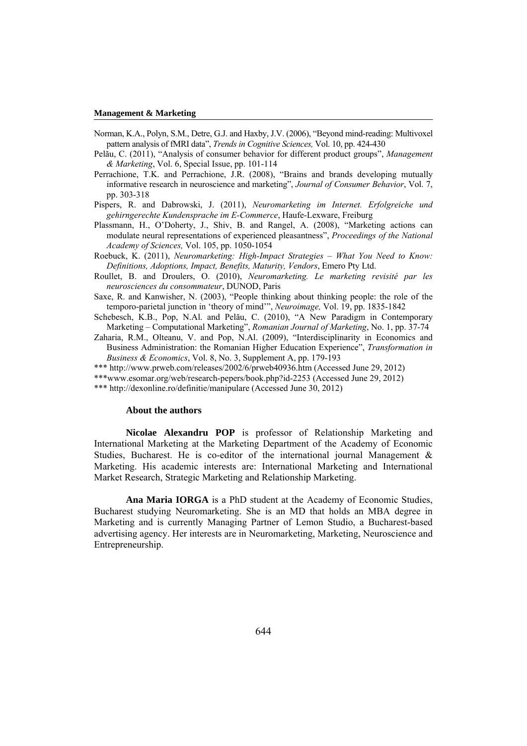Norman, K.A., Polyn, S.M., Detre, G.J. and Haxby, J.V. (2006), "Beyond mind-reading: Multivoxel pattern analysis of fMRI data", *Trends in Cognitive Sciences,* Vol. 10, pp. 424-430

Pelău, C. (2011), "Analysis of consumer behavior for different product groups", *Management & Marketing*, Vol. 6, Special Issue, pp. 101-114

Perrachione, T.K. and Perrachione, J.R. (2008), "Brains and brands developing mutually informative research in neuroscience and marketing", *Journal of Consumer Behavior*, Vol. 7, pp. 303-318

Pispers, R. and Dabrowski, J. (2011), *Neuromarketing im Internet. Erfolgreiche und gehirngerechte Kundensprache im E-Commerce*, Haufe-Lexware, Freiburg

Plassmann, H., O'Doherty, J., Shiv, B. and Rangel, A. (2008), "Marketing actions can modulate neural representations of experienced pleasantness", *Proceedings of the National Academy of Sciences,* Vol. 105, pp. 1050-1054

Roebuck, K. (2011), *Neuromarketing: High-Impact Strategies – What You Need to Know: Definitions, Adoptions, Impact, Benefits, Maturity, Vendors*, Emero Pty Ltd.

Roullet, B. and Droulers, O. (2010), *Neuromarketing. Le marketing revisité par les neurosciences du consommateur*, DUNOD, Paris

Saxe, R. and Kanwisher, N. (2003), "People thinking about thinking people: the role of the temporo-parietal junction in 'theory of mind'", *Neuroimage,* Vol. 19, pp. 1835-1842

Schebesch, K.B., Pop, N.Al. and Pelău, C. (2010), "A New Paradigm in Contemporary Marketing – Computational Marketing", *Romanian Journal of Marketing*, No. 1, pp. 37-74

Zaharia, R.M., Olteanu, V. and Pop, N.Al. (2009), "Interdisciplinarity in Economics and Business Administration: the Romanian Higher Education Experience", *Transformation in Business & Economics*, Vol. 8, No. 3, Supplement A, pp. 179-193

*** http://www.prweb.com/releases/2002/6/prweb40936.htm (Accessed June 29, 2012)

***www.esomar.org/web/research-pepers/book.php?id-2253 (Accessed June 29, 2012)

*** http://dexonline.ro/definitie/manipulare (Accessed June 30, 2012)

### About the authors

**Nicolae Alexandru POP** is professor of Relationship Marketing and International Marketing at the Marketing Department of the Academy of Economic Studies, Bucharest. He is co-editor of the international journal Management & Marketing. His academic interests are: International Marketing and International Market Research, Strategic Marketing and Relationship Marketing.

**Ana Maria IORGA** is a PhD student at the Academy of Economic Studies, Bucharest studying Neuromarketing. She is an MD that holds an MBA degree in Marketing and is currently Managing Partner of Lemon Studio, a Bucharest-based advertising agency. Her interests are in Neuromarketing, Marketing, Neuroscience and Entrepreneurship.